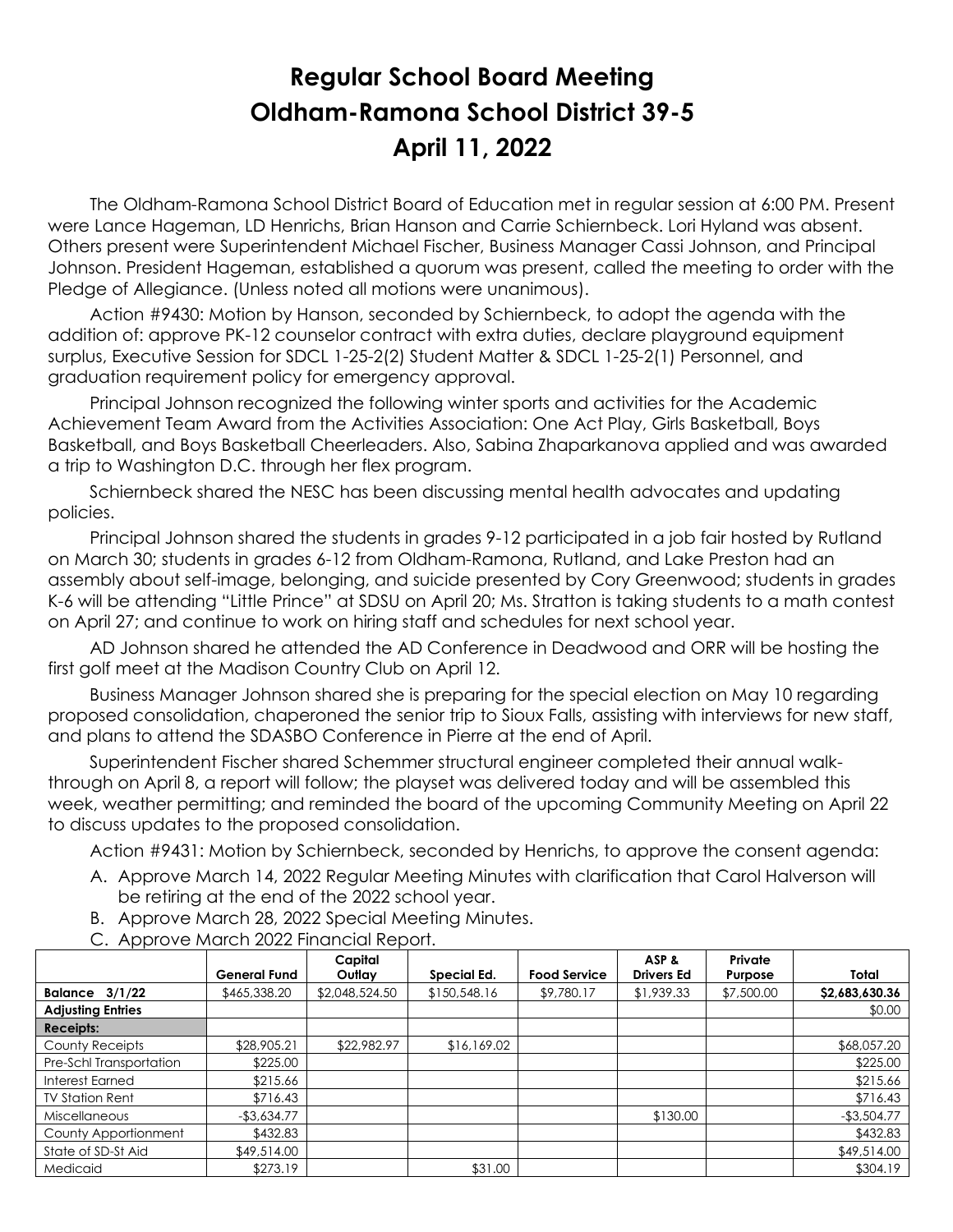# Regular School Board Meeting
# Oldham-Ramona School District 39-5
# April 11, 2022

The Oldham-Ramona School District Board of Education met in regular session at 6:00 PM. Present were Lance Hageman, LD Henrichs, Brian Hanson and Carrie Schiernbeck. Lori Hyland was absent. Others present were Superintendent Michael Fischer, Business Manager Cassi Johnson, and Principal Johnson. President Hageman, established a quorum was present, called the meeting to order with the Pledge of Allegiance. (Unless noted all motions were unanimous).

Action #9430: Motion by Hanson, seconded by Schiernbeck, to adopt the agenda with the addition of: approve PK-12 counselor contract with extra duties, declare playground equipment surplus, Executive Session for SDCL 1-25-2(2) Student Matter & SDCL 1-25-2(1) Personnel, and graduation requirement policy for emergency approval.

Principal Johnson recognized the following winter sports and activities for the Academic Achievement Team Award from the Activities Association: One Act Play, Girls Basketball, Boys Basketball, and Boys Basketball Cheerleaders. Also, Sabina Zhaparkanova applied and was awarded a trip to Washington D.C. through her flex program.

Schiernbeck shared the NESC has been discussing mental health advocates and updating policies.

Principal Johnson shared the students in grades 9-12 participated in a job fair hosted by Rutland on March 30; students in grades 6-12 from Oldham-Ramona, Rutland, and Lake Preston had an assembly about self-image, belonging, and suicide presented by Cory Greenwood; students in grades K-6 will be attending "Little Prince" at SDSU on April 20; Ms. Stratton is taking students to a math contest on April 27; and continue to work on hiring staff and schedules for next school year.

AD Johnson shared he attended the AD Conference in Deadwood and ORR will be hosting the first golf meet at the Madison Country Club on April 12.

Business Manager Johnson shared she is preparing for the special election on May 10 regarding proposed consolidation, chaperoned the senior trip to Sioux Falls, assisting with interviews for new staff, and plans to attend the SDASBO Conference in Pierre at the end of April.

Superintendent Fischer shared Schemmer structural engineer completed their annual walk-through on April 8, a report will follow; the playset was delivered today and will be assembled this week, weather permitting; and reminded the board of the upcoming Community Meeting on April 22 to discuss updates to the proposed consolidation.

Action #9431: Motion by Schiernbeck, seconded by Henrichs, to approve the consent agenda:

A. Approve March 14, 2022 Regular Meeting Minutes with clarification that Carol Halverson will be retiring at the end of the 2022 school year.
B. Approve March 28, 2022 Special Meeting Minutes.
C. Approve March 2022 Financial Report.

| | General Fund | Capital Outlay | Special Ed. | Food Service | ASP & Drivers Ed | Private Purpose | Total |
|---|---|---|---|---|---|---|---|
| **Balance 3/1/22** | $465,338.20 | $2,048,524.50 | $150,548.16 | $9,780.17 | $1,939.33 | $7,500.00 | **$2,683,630.36** |
| **Adjusting Entries** | | | | | | | $0.00 |
| **Receipts:** | | | | | | | |
| County Receipts | $28,905.21 | $22,982.97 | $16,169.02 | | | | $68,057.20 |
| Pre-Schl Transportation | $225.00 | | | | | | $225.00 |
| Interest Earned | $215.66 | | | | | | $215.66 |
| TV Station Rent | $716.43 | | | | | | $716.43 |
| Miscellaneous | -$3,634.77 | | | | $130.00 | | -$3,504.77 |
| County Apportionment | $432.83 | | | | | | $432.83 |
| State of SD-St Aid | $49,514.00 | | | | | | $49,514.00 |
| Medicaid | $273.19 | | $31.00 | | | | $304.19 |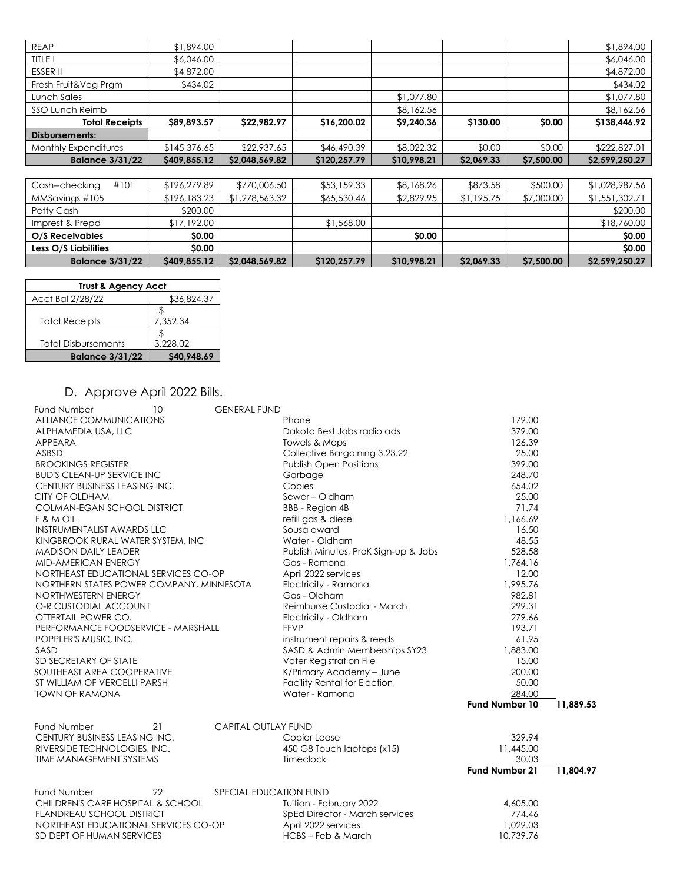| | | | | | | | |
|---|---|---|---|---|---|---|---|
| REAP | $1,894.00 | | | | | | $1,894.00 |
| TITLE I | $6,046.00 | | | | | | $6,046.00 |
| ESSER II | $4,872.00 | | | | | | $4,872.00 |
| Fresh Fruit&Veg Prgm | $434.02 | | | | | | $434.02 |
| Lunch Sales | | | | $1,077.80 | | | $1,077.80 |
| SSO Lunch Reimb | | | | $8,162.56 | | | $8,162.56 |
| **Total Receipts** | **$89,893.57** | **$22,982.97** | **$16,200.02** | **$9,240.36** | **$130.00** | **$0.00** | **$138,446.92** |
| **Disbursements:** | | | | | | | |
| Monthly Expenditures | $145,376.65 | $22,937.65 | $46,490.39 | $8,022.32 | $0.00 | $0.00 | $222,827.01 |
| **Balance 3/31/22** | **$409,855.12** | **$2,048,569.82** | **$120,257.79** | **$10,998.21** | **$2,069.33** | **$7,500.00** | **$2,599,250.27** |

| | | | | | | | |
|---|---|---|---|---|---|---|---|
| Cash--checking #101 | $196,279.89 | $770,006.50 | $53,159.33 | $8,168.26 | $873.58 | $500.00 | $1,028,987.56 |
| MMSavings #105 | $196,183.23 | $1,278,563.32 | $65,530.46 | $2,829.95 | $1,195.75 | $7,000.00 | $1,551,302.71 |
| Petty Cash | $200.00 | | | | | | $200.00 |
| Imprest & Prepd | $17,192.00 | | $1,568.00 | | | | $18,760.00 |
| **O/S Receivables** | **$0.00** | | | **$0.00** | | | **$0.00** |
| **Less O/S Liabilities** | **$0.00** | | | | | | **$0.00** |
| **Balance 3/31/22** | **$409,855.12** | **$2,048,569.82** | **$120,257.79** | **$10,998.21** | **$2,069.33** | **$7,500.00** | **$2,599,250.27** |

| **Trust & Agency Acct** | |
|---|---|
| Acct Bal 2/28/22 | $36,824.37 |
| Total Receipts | $ 7,352.34 |
| Total Disbursements | $ 3,228.02 |
| **Balance 3/31/22** | **$40,948.69** |

## D. Approve April 2022 Bills.

| Fund Number 10 | GENERAL FUND | | |
|---|---|---|---|
| ALLIANCE COMMUNICATIONS | Phone | 179.00 | |
| ALPHAMEDIA USA, LLC | Dakota Best Jobs radio ads | 379.00 | |
| APPEARA | Towels & Mops | 126.39 | |
| ASBSD | Collective Bargaining 3.23.22 | 25.00 | |
| BROOKINGS REGISTER | Publish Open Positions | 399.00 | |
| BUD'S CLEAN-UP SERVICE INC | Garbage | 248.70 | |
| CENTURY BUSINESS LEASING INC. | Copies | 654.02 | |
| CITY OF OLDHAM | Sewer – Oldham | 25.00 | |
| COLMAN-EGAN SCHOOL DISTRICT | BBB - Region 4B | 71.74 | |
| F & M OIL | refill gas & diesel | 1,166.69 | |
| INSTRUMENTALIST AWARDS LLC | Sousa award | 16.50 | |
| KINGBROOK RURAL WATER SYSTEM, INC | Water - Oldham | 48.55 | |
| MADISON DAILY LEADER | Publish Minutes, PreK Sign-up & Jobs | 528.58 | |
| MID-AMERICAN ENERGY | Gas - Ramona | 1,764.16 | |
| NORTHEAST EDUCATIONAL SERVICES CO-OP | April 2022 services | 12.00 | |
| NORTHERN STATES POWER COMPANY, MINNESOTA | Electricity - Ramona | 1,995.76 | |
| NORTHWESTERN ENERGY | Gas - Oldham | 982.81 | |
| O-R CUSTODIAL ACCOUNT | Reimburse Custodial - March | 299.31 | |
| OTTERTAIL POWER CO. | Electricity - Oldham | 279.66 | |
| PERFORMANCE FOODSERVICE - MARSHALL | FFVP | 193.71 | |
| POPPLER'S MUSIC, INC. | instrument repairs & reeds | 61.95 | |
| SASD | SASD & Admin Memberships SY23 | 1,883.00 | |
| SD SECRETARY OF STATE | Voter Registration File | 15.00 | |
| SOUTHEAST AREA COOPERATIVE | K/Primary Academy – June | 200.00 | |
| ST WILLIAM OF VERCELLI PARSH | Facility Rental for Election | 50.00 | |
| TOWN OF RAMONA | Water - Ramona | 284.00 | |
| | | **Fund Number 10** | **11,889.53** |

| Fund Number 21 | CAPITAL OUTLAY FUND | | |
|---|---|---|---|
| CENTURY BUSINESS LEASING INC. | Copier Lease | 329.94 | |
| RIVERSIDE TECHNOLOGIES, INC. | 450 G8 Touch laptops (x15) | 11,445.00 | |
| TIME MANAGEMENT SYSTEMS | Timeclock | 30.03 | |
| | | **Fund Number 21** | **11,804.97** |

| Fund Number 22 | SPECIAL EDUCATION FUND | |
|---|---|---|
| CHILDREN'S CARE HOSPITAL & SCHOOL | Tuition - February 2022 | 4,605.00 |
| FLANDREAU SCHOOL DISTRICT | SpEd Director - March services | 774.46 |
| NORTHEAST EDUCATIONAL SERVICES CO-OP | April 2022 services | 1,029.03 |
| SD DEPT OF HUMAN SERVICES | HCBS – Feb & March | 10,739.76 |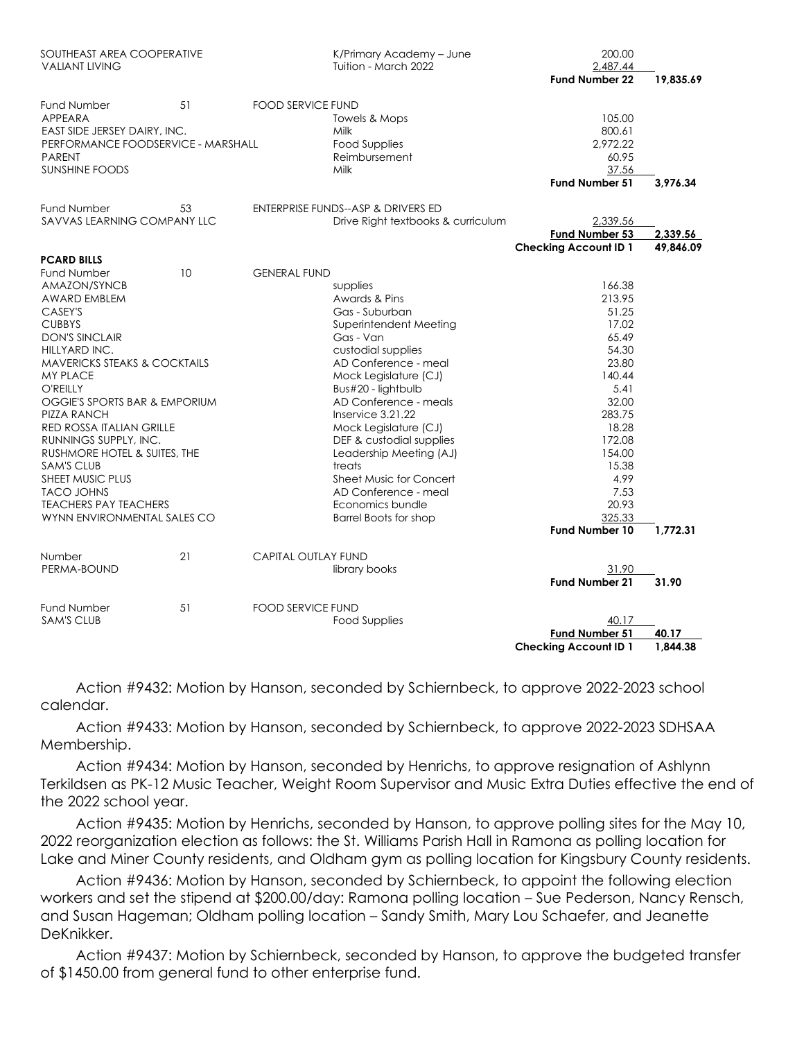| Vendor | | Description | Amount | Total |
|---|---|---|---|---|
| SOUTHEAST AREA COOPERATIVE | | K/Primary Academy – June | 200.00 | |
| VALIANT LIVING | | Tuition - March 2022 | 2,487.44 | |
| | | | **Fund Number 22** | **19,835.69** |
| Fund Number 51 | FOOD SERVICE FUND | | | |
| APPEARA | | Towels & Mops | 105.00 | |
| EAST SIDE JERSEY DAIRY, INC. | | Milk | 800.61 | |
| PERFORMANCE FOODSERVICE - MARSHALL | | Food Supplies | 2,972.22 | |
| PARENT | | Reimbursement | 60.95 | |
| SUNSHINE FOODS | | Milk | 37.56 | |
| | | | **Fund Number 51** | **3,976.34** |
| Fund Number 53 | ENTERPRISE FUNDS--ASP & DRIVERS ED | | | |
| SAVVAS LEARNING COMPANY LLC | | Drive Right textbooks & curriculum | 2,339.56 | |
| | | | **Fund Number 53** | **2,339.56** |
| | | | **Checking Account ID 1** | **49,846.09** |

**PCARD BILLS**

| Vendor | | Description | Amount | Total |
|---|---|---|---|---|
| Fund Number 10 | GENERAL FUND | | | |
| AMAZON/SYNCB | | supplies | 166.38 | |
| AWARD EMBLEM | | Awards & Pins | 213.95 | |
| CASEY'S | | Gas - Suburban | 51.25 | |
| CUBBYS | | Superintendent Meeting | 17.02 | |
| DON'S SINCLAIR | | Gas - Van | 65.49 | |
| HILLYARD INC. | | custodial supplies | 54.30 | |
| MAVERICKS STEAKS & COCKTAILS | | AD Conference - meal | 23.80 | |
| MY PLACE | | Mock Legislature (CJ) | 140.44 | |
| O'REILLY | | Bus#20 - lightbulb | 5.41 | |
| OGGIE'S SPORTS BAR & EMPORIUM | | AD Conference - meals | 32.00 | |
| PIZZA RANCH | | Inservice 3.21.22 | 283.75 | |
| RED ROSSA ITALIAN GRILLE | | Mock Legislature (CJ) | 18.28 | |
| RUNNINGS SUPPLY, INC. | | DEF & custodial supplies | 172.08 | |
| RUSHMORE HOTEL & SUITES, THE | | Leadership Meeting (AJ) | 154.00 | |
| SAM'S CLUB | | treats | 15.38 | |
| SHEET MUSIC PLUS | | Sheet Music for Concert | 4.99 | |
| TACO JOHNS | | AD Conference - meal | 7.53 | |
| TEACHERS PAY TEACHERS | | Economics bundle | 20.93 | |
| WYNN ENVIRONMENTAL SALES CO | | Barrel Boots for shop | 325.33 | |
| | | | **Fund Number 10** | **1,772.31** |
| Number 21 | CAPITAL OUTLAY FUND | | | |
| PERMA-BOUND | | library books | 31.90 | |
| | | | **Fund Number 21** | **31.90** |
| Fund Number 51 | FOOD SERVICE FUND | | | |
| SAM'S CLUB | | Food Supplies | 40.17 | |
| | | | **Fund Number 51** | **40.17** |
| | | | **Checking Account ID 1** | **1,844.38** |

Action #9432: Motion by Hanson, seconded by Schiernbeck, to approve 2022-2023 school calendar.

Action #9433: Motion by Hanson, seconded by Schiernbeck, to approve 2022-2023 SDHSAA Membership.

Action #9434: Motion by Hanson, seconded by Henrichs, to approve resignation of Ashlynn Terkildsen as PK-12 Music Teacher, Weight Room Supervisor and Music Extra Duties effective the end of the 2022 school year.

Action #9435: Motion by Henrichs, seconded by Hanson, to approve polling sites for the May 10, 2022 reorganization election as follows: the St. Williams Parish Hall in Ramona as polling location for Lake and Miner County residents, and Oldham gym as polling location for Kingsbury County residents.

Action #9436: Motion by Hanson, seconded by Schiernbeck, to appoint the following election workers and set the stipend at $200.00/day: Ramona polling location – Sue Pederson, Nancy Rensch, and Susan Hageman; Oldham polling location – Sandy Smith, Mary Lou Schaefer, and Jeanette DeKnikker.

Action #9437: Motion by Schiernbeck, seconded by Hanson, to approve the budgeted transfer of $1450.00 from general fund to other enterprise fund.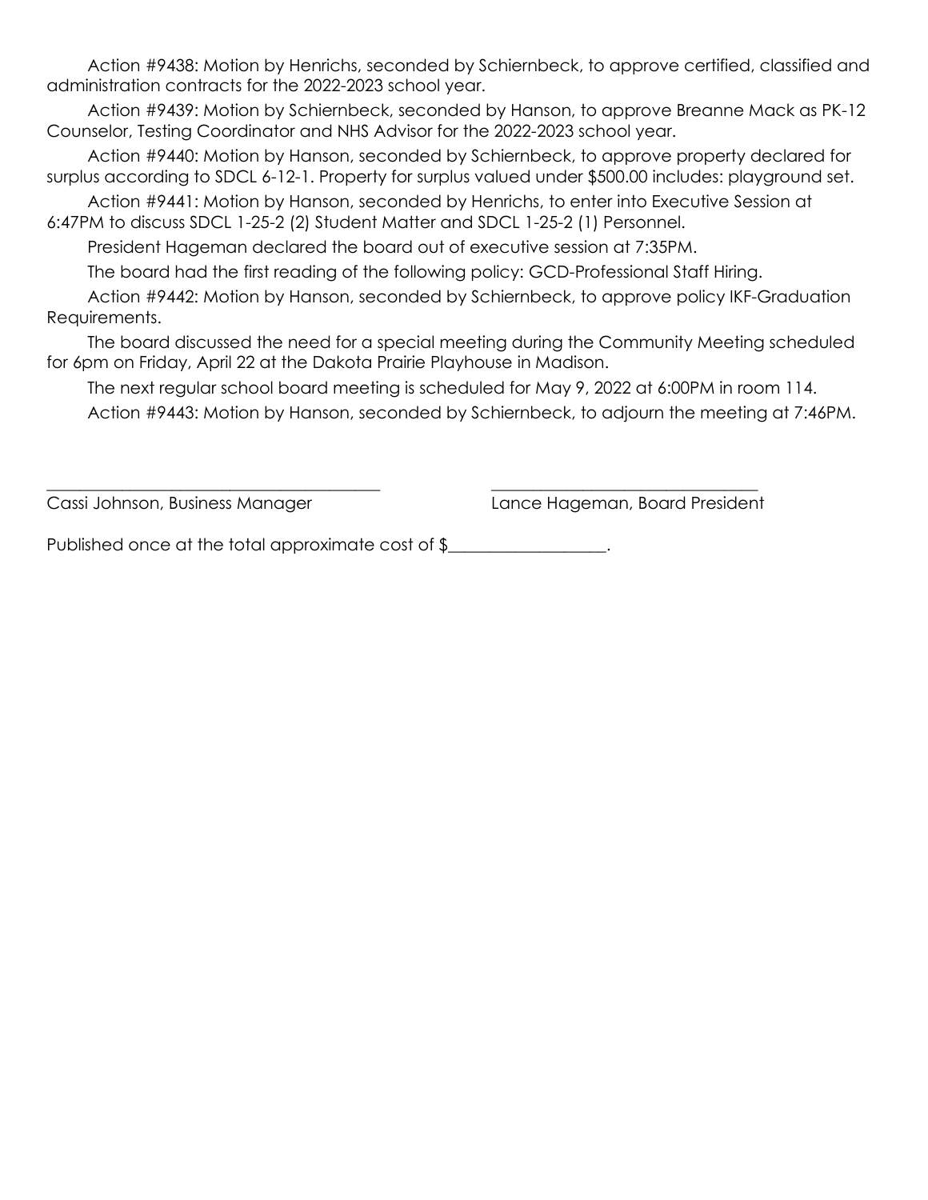Action #9438: Motion by Henrichs, seconded by Schiernbeck, to approve certified, classified and administration contracts for the 2022-2023 school year.

Action #9439: Motion by Schiernbeck, seconded by Hanson, to approve Breanne Mack as PK-12 Counselor, Testing Coordinator and NHS Advisor for the 2022-2023 school year.

Action #9440: Motion by Hanson, seconded by Schiernbeck, to approve property declared for surplus according to SDCL 6-12-1. Property for surplus valued under $500.00 includes: playground set.

Action #9441: Motion by Hanson, seconded by Henrichs, to enter into Executive Session at 6:47PM to discuss SDCL 1-25-2 (2) Student Matter and SDCL 1-25-2 (1) Personnel.

President Hageman declared the board out of executive session at 7:35PM.

The board had the first reading of the following policy: GCD-Professional Staff Hiring.

Action #9442: Motion by Hanson, seconded by Schiernbeck, to approve policy IKF-Graduation Requirements.

The board discussed the need for a special meeting during the Community Meeting scheduled for 6pm on Friday, April 22 at the Dakota Prairie Playhouse in Madison.

The next regular school board meeting is scheduled for May 9, 2022 at 6:00PM in room 114.

Action #9443: Motion by Hanson, seconded by Schiernbeck, to adjourn the meeting at 7:46PM.

_______________________________________ _______________________________

Cassi Johnson, Business Manager Lance Hageman, Board President

Published once at the total approximate cost of $__________________.